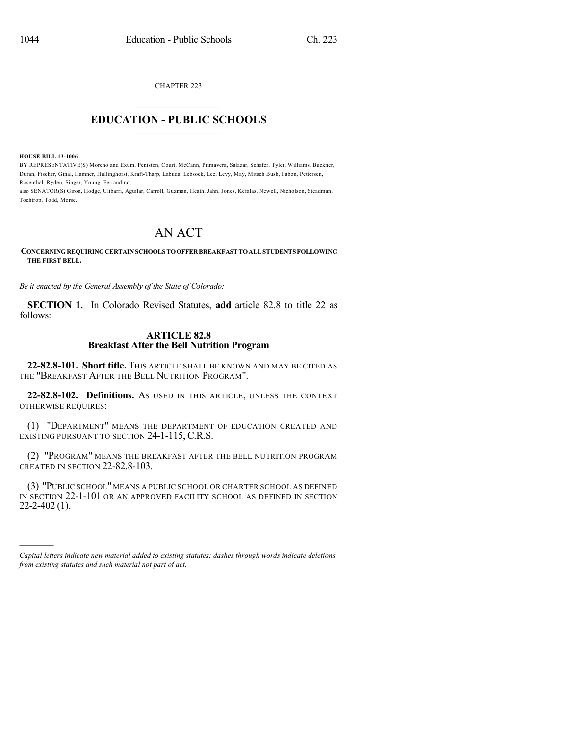CHAPTER 223

# EDUCATION - PUBLIC SCHOOLS

**HOUSE BILL 13-1006**

BY REPRESENTATIVE(S) Moreno and Exum, Peniston, Court, McCann, Primavera, Salazar, Schafer, Tyler, Williams, Buckner, Duran, Fischer, Ginal, Hamner, Hullinghorst, Kraft-Tharp, Labuda, Lebsock, Lee, Levy, May, Mitsch Bush, Pabon, Pettersen, Rosenthal, Ryden, Singer, Young, Ferrandino;
also SENATOR(S) Giron, Hodge, Ulibarri, Aguilar, Carroll, Guzman, Heath, Jahn, Jones, Kefalas, Newell, Nicholson, Steadman, Tochtrop, Todd, Morse.

# AN ACT

**CONCERNING REQUIRING CERTAIN SCHOOLS TO OFFER BREAKFAST TO ALL STUDENTS FOLLOWING THE FIRST BELL.**

*Be it enacted by the General Assembly of the State of Colorado:*

**SECTION 1.** In Colorado Revised Statutes, **add** article 82.8 to title 22 as follows:

## ARTICLE 82.8
## Breakfast After the Bell Nutrition Program

**22-82.8-101. Short title.** THIS ARTICLE SHALL BE KNOWN AND MAY BE CITED AS THE "BREAKFAST AFTER THE BELL NUTRITION PROGRAM".

**22-82.8-102. Definitions.** AS USED IN THIS ARTICLE, UNLESS THE CONTEXT OTHERWISE REQUIRES:

(1) "DEPARTMENT" MEANS THE DEPARTMENT OF EDUCATION CREATED AND EXISTING PURSUANT TO SECTION 24-1-115, C.R.S.

(2) "PROGRAM" MEANS THE BREAKFAST AFTER THE BELL NUTRITION PROGRAM CREATED IN SECTION 22-82.8-103.

(3) "PUBLIC SCHOOL" MEANS A PUBLIC SCHOOL OR CHARTER SCHOOL AS DEFINED IN SECTION 22-1-101 OR AN APPROVED FACILITY SCHOOL AS DEFINED IN SECTION 22-2-402 (1).

---

*Capital letters indicate new material added to existing statutes; dashes through words indicate deletions from existing statutes and such material not part of act.*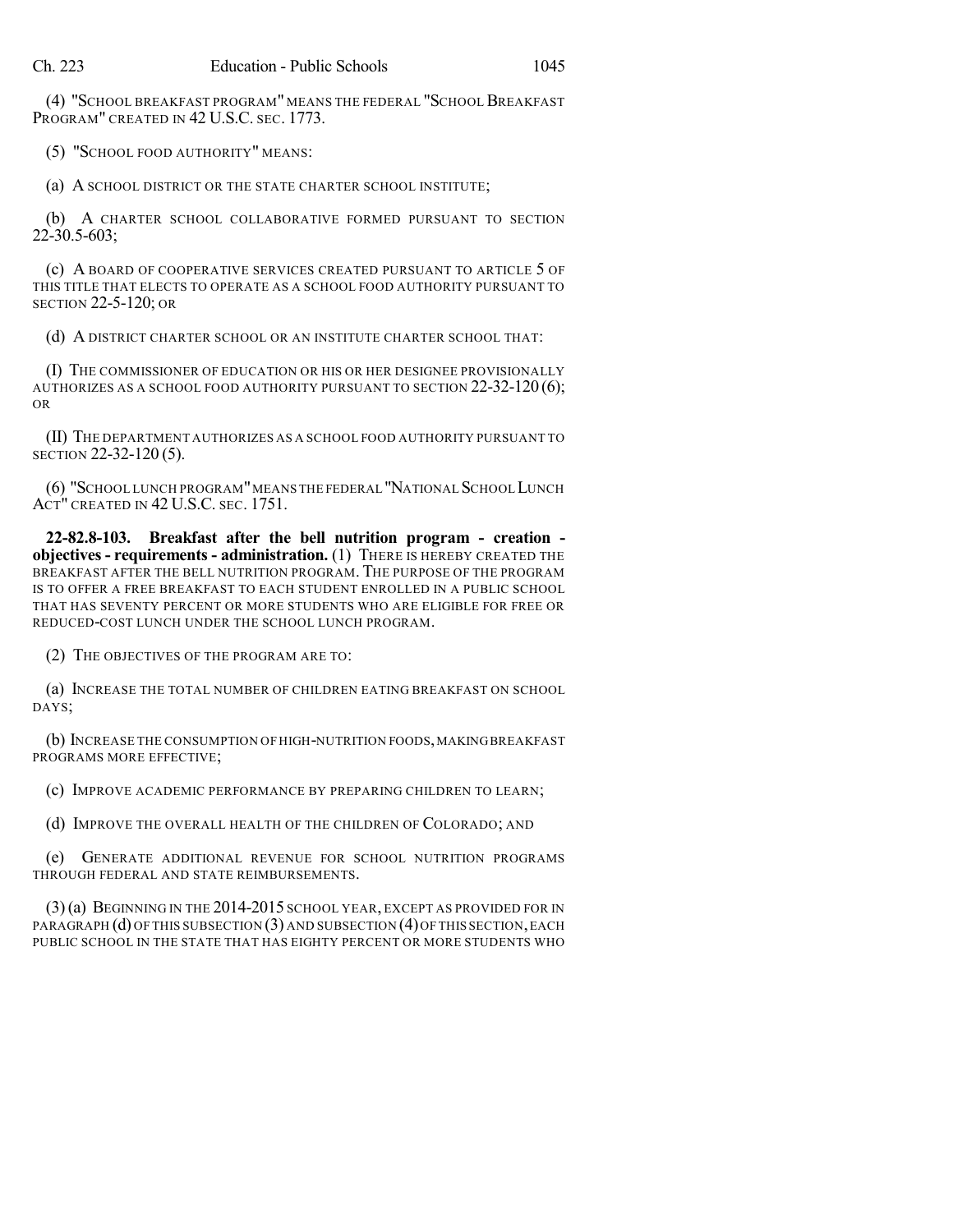(4) "SCHOOL BREAKFAST PROGRAM" MEANS THE FEDERAL "SCHOOL BREAKFAST PROGRAM" CREATED IN 42 U.S.C. SEC. 1773.

(5) "SCHOOL FOOD AUTHORITY" MEANS:

(a) A SCHOOL DISTRICT OR THE STATE CHARTER SCHOOL INSTITUTE;

(b) A CHARTER SCHOOL COLLABORATIVE FORMED PURSUANT TO SECTION 22-30.5-603;

(c) A BOARD OF COOPERATIVE SERVICES CREATED PURSUANT TO ARTICLE 5 OF THIS TITLE THAT ELECTS TO OPERATE AS A SCHOOL FOOD AUTHORITY PURSUANT TO SECTION 22-5-120; OR

(d) A DISTRICT CHARTER SCHOOL OR AN INSTITUTE CHARTER SCHOOL THAT:

(I) THE COMMISSIONER OF EDUCATION OR HIS OR HER DESIGNEE PROVISIONALLY AUTHORIZES AS A SCHOOL FOOD AUTHORITY PURSUANT TO SECTION 22-32-120 (6); OR

(II) THE DEPARTMENT AUTHORIZES AS A SCHOOL FOOD AUTHORITY PURSUANT TO SECTION 22-32-120 (5).

(6) "SCHOOL LUNCH PROGRAM" MEANS THE FEDERAL "NATIONAL SCHOOL LUNCH ACT" CREATED IN 42 U.S.C. SEC. 1751.

**22-82.8-103. Breakfast after the bell nutrition program - creation - objectives - requirements - administration.** (1) THERE IS HEREBY CREATED THE BREAKFAST AFTER THE BELL NUTRITION PROGRAM. THE PURPOSE OF THE PROGRAM IS TO OFFER A FREE BREAKFAST TO EACH STUDENT ENROLLED IN A PUBLIC SCHOOL THAT HAS SEVENTY PERCENT OR MORE STUDENTS WHO ARE ELIGIBLE FOR FREE OR REDUCED-COST LUNCH UNDER THE SCHOOL LUNCH PROGRAM.

(2) THE OBJECTIVES OF THE PROGRAM ARE TO:

(a) INCREASE THE TOTAL NUMBER OF CHILDREN EATING BREAKFAST ON SCHOOL DAYS;

(b) INCREASE THE CONSUMPTION OF HIGH-NUTRITION FOODS, MAKING BREAKFAST PROGRAMS MORE EFFECTIVE;

(c) IMPROVE ACADEMIC PERFORMANCE BY PREPARING CHILDREN TO LEARN;

(d) IMPROVE THE OVERALL HEALTH OF THE CHILDREN OF COLORADO; AND

(e) GENERATE ADDITIONAL REVENUE FOR SCHOOL NUTRITION PROGRAMS THROUGH FEDERAL AND STATE REIMBURSEMENTS.

(3) (a) BEGINNING IN THE 2014-2015 SCHOOL YEAR, EXCEPT AS PROVIDED FOR IN PARAGRAPH (d) OF THIS SUBSECTION (3) AND SUBSECTION (4) OF THIS SECTION, EACH PUBLIC SCHOOL IN THE STATE THAT HAS EIGHTY PERCENT OR MORE STUDENTS WHO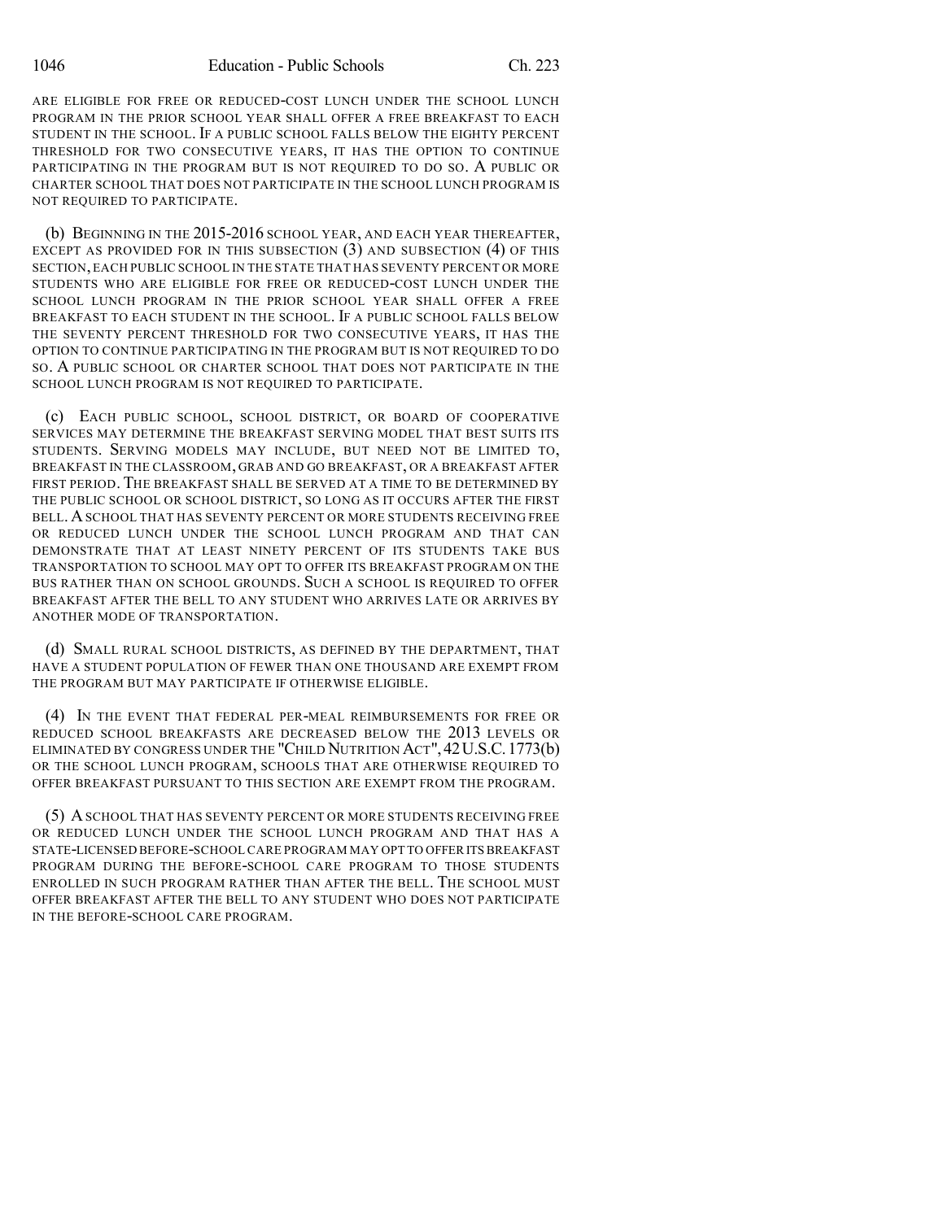ARE ELIGIBLE FOR FREE OR REDUCED-COST LUNCH UNDER THE SCHOOL LUNCH PROGRAM IN THE PRIOR SCHOOL YEAR SHALL OFFER A FREE BREAKFAST TO EACH STUDENT IN THE SCHOOL. IF A PUBLIC SCHOOL FALLS BELOW THE EIGHTY PERCENT THRESHOLD FOR TWO CONSECUTIVE YEARS, IT HAS THE OPTION TO CONTINUE PARTICIPATING IN THE PROGRAM BUT IS NOT REQUIRED TO DO SO. A PUBLIC OR CHARTER SCHOOL THAT DOES NOT PARTICIPATE IN THE SCHOOL LUNCH PROGRAM IS NOT REQUIRED TO PARTICIPATE.

(b) BEGINNING IN THE 2015-2016 SCHOOL YEAR, AND EACH YEAR THEREAFTER, EXCEPT AS PROVIDED FOR IN THIS SUBSECTION (3) AND SUBSECTION (4) OF THIS SECTION, EACH PUBLIC SCHOOL IN THE STATE THAT HAS SEVENTY PERCENT OR MORE STUDENTS WHO ARE ELIGIBLE FOR FREE OR REDUCED-COST LUNCH UNDER THE SCHOOL LUNCH PROGRAM IN THE PRIOR SCHOOL YEAR SHALL OFFER A FREE BREAKFAST TO EACH STUDENT IN THE SCHOOL. IF A PUBLIC SCHOOL FALLS BELOW THE SEVENTY PERCENT THRESHOLD FOR TWO CONSECUTIVE YEARS, IT HAS THE OPTION TO CONTINUE PARTICIPATING IN THE PROGRAM BUT IS NOT REQUIRED TO DO SO. A PUBLIC SCHOOL OR CHARTER SCHOOL THAT DOES NOT PARTICIPATE IN THE SCHOOL LUNCH PROGRAM IS NOT REQUIRED TO PARTICIPATE.

(c) EACH PUBLIC SCHOOL, SCHOOL DISTRICT, OR BOARD OF COOPERATIVE SERVICES MAY DETERMINE THE BREAKFAST SERVING MODEL THAT BEST SUITS ITS STUDENTS. SERVING MODELS MAY INCLUDE, BUT NEED NOT BE LIMITED TO, BREAKFAST IN THE CLASSROOM, GRAB AND GO BREAKFAST, OR A BREAKFAST AFTER FIRST PERIOD. THE BREAKFAST SHALL BE SERVED AT A TIME TO BE DETERMINED BY THE PUBLIC SCHOOL OR SCHOOL DISTRICT, SO LONG AS IT OCCURS AFTER THE FIRST BELL. A SCHOOL THAT HAS SEVENTY PERCENT OR MORE STUDENTS RECEIVING FREE OR REDUCED LUNCH UNDER THE SCHOOL LUNCH PROGRAM AND THAT CAN DEMONSTRATE THAT AT LEAST NINETY PERCENT OF ITS STUDENTS TAKE BUS TRANSPORTATION TO SCHOOL MAY OPT TO OFFER ITS BREAKFAST PROGRAM ON THE BUS RATHER THAN ON SCHOOL GROUNDS. SUCH A SCHOOL IS REQUIRED TO OFFER BREAKFAST AFTER THE BELL TO ANY STUDENT WHO ARRIVES LATE OR ARRIVES BY ANOTHER MODE OF TRANSPORTATION.

(d) SMALL RURAL SCHOOL DISTRICTS, AS DEFINED BY THE DEPARTMENT, THAT HAVE A STUDENT POPULATION OF FEWER THAN ONE THOUSAND ARE EXEMPT FROM THE PROGRAM BUT MAY PARTICIPATE IF OTHERWISE ELIGIBLE.

(4) IN THE EVENT THAT FEDERAL PER-MEAL REIMBURSEMENTS FOR FREE OR REDUCED SCHOOL BREAKFASTS ARE DECREASED BELOW THE 2013 LEVELS OR ELIMINATED BY CONGRESS UNDER THE "CHILD NUTRITION ACT", 42 U.S.C. 1773(b) OR THE SCHOOL LUNCH PROGRAM, SCHOOLS THAT ARE OTHERWISE REQUIRED TO OFFER BREAKFAST PURSUANT TO THIS SECTION ARE EXEMPT FROM THE PROGRAM.

(5) A SCHOOL THAT HAS SEVENTY PERCENT OR MORE STUDENTS RECEIVING FREE OR REDUCED LUNCH UNDER THE SCHOOL LUNCH PROGRAM AND THAT HAS A STATE-LICENSED BEFORE-SCHOOL CARE PROGRAM MAY OPT TO OFFER ITS BREAKFAST PROGRAM DURING THE BEFORE-SCHOOL CARE PROGRAM TO THOSE STUDENTS ENROLLED IN SUCH PROGRAM RATHER THAN AFTER THE BELL. THE SCHOOL MUST OFFER BREAKFAST AFTER THE BELL TO ANY STUDENT WHO DOES NOT PARTICIPATE IN THE BEFORE-SCHOOL CARE PROGRAM.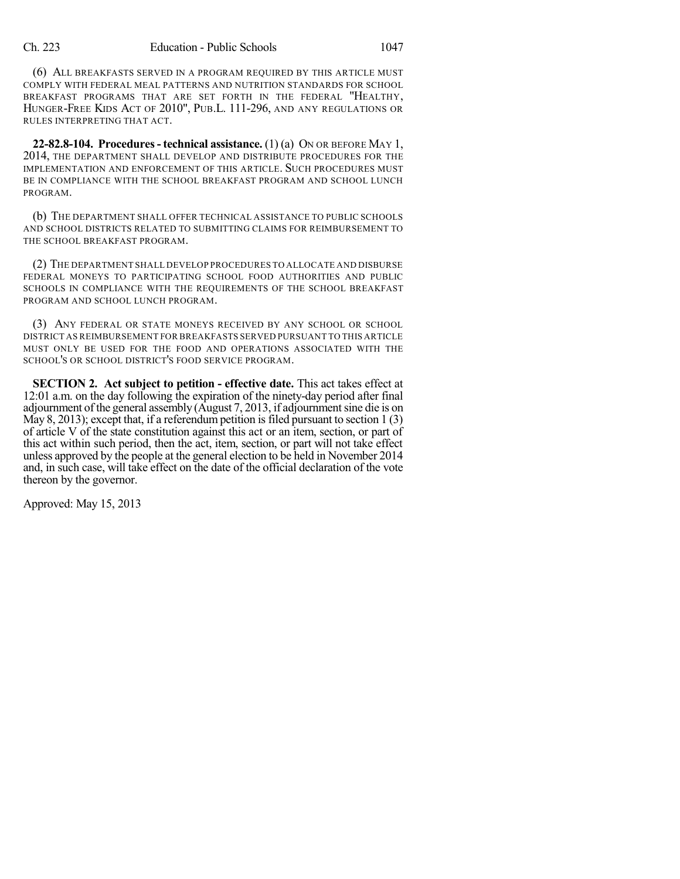(6) ALL BREAKFASTS SERVED IN A PROGRAM REQUIRED BY THIS ARTICLE MUST COMPLY WITH FEDERAL MEAL PATTERNS AND NUTRITION STANDARDS FOR SCHOOL BREAKFAST PROGRAMS THAT ARE SET FORTH IN THE FEDERAL "HEALTHY, HUNGER-FREE KIDS ACT OF 2010", PUB.L. 111-296, AND ANY REGULATIONS OR RULES INTERPRETING THAT ACT.

**22-82.8-104. Procedures - technical assistance.** (1) (a) ON OR BEFORE MAY 1, 2014, THE DEPARTMENT SHALL DEVELOP AND DISTRIBUTE PROCEDURES FOR THE IMPLEMENTATION AND ENFORCEMENT OF THIS ARTICLE. SUCH PROCEDURES MUST BE IN COMPLIANCE WITH THE SCHOOL BREAKFAST PROGRAM AND SCHOOL LUNCH PROGRAM.

(b) THE DEPARTMENT SHALL OFFER TECHNICAL ASSISTANCE TO PUBLIC SCHOOLS AND SCHOOL DISTRICTS RELATED TO SUBMITTING CLAIMS FOR REIMBURSEMENT TO THE SCHOOL BREAKFAST PROGRAM.

(2) THE DEPARTMENT SHALL DEVELOP PROCEDURES TO ALLOCATE AND DISBURSE FEDERAL MONEYS TO PARTICIPATING SCHOOL FOOD AUTHORITIES AND PUBLIC SCHOOLS IN COMPLIANCE WITH THE REQUIREMENTS OF THE SCHOOL BREAKFAST PROGRAM AND SCHOOL LUNCH PROGRAM.

(3) ANY FEDERAL OR STATE MONEYS RECEIVED BY ANY SCHOOL OR SCHOOL DISTRICT AS REIMBURSEMENT FOR BREAKFASTS SERVED PURSUANT TO THIS ARTICLE MUST ONLY BE USED FOR THE FOOD AND OPERATIONS ASSOCIATED WITH THE SCHOOL'S OR SCHOOL DISTRICT'S FOOD SERVICE PROGRAM.

**SECTION 2. Act subject to petition - effective date.** This act takes effect at 12:01 a.m. on the day following the expiration of the ninety-day period after final adjournment of the general assembly (August 7, 2013, if adjournment sine die is on May 8, 2013); except that, if a referendum petition is filed pursuant to section 1 (3) of article V of the state constitution against this act or an item, section, or part of this act within such period, then the act, item, section, or part will not take effect unless approved by the people at the general election to be held in November 2014 and, in such case, will take effect on the date of the official declaration of the vote thereon by the governor.

Approved: May 15, 2013